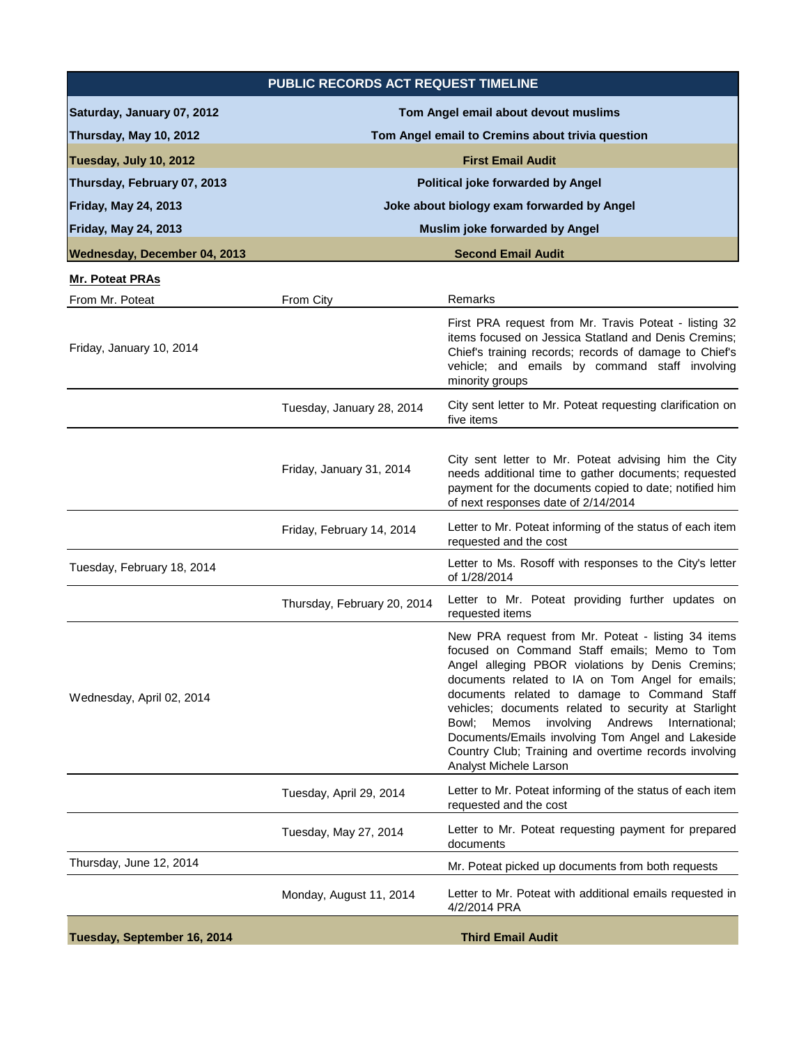## PUBLIC RECORDS ACT REQUEST TIMELINE

| Date | Event |
|---|---|
| **Saturday, January 07, 2012** | **Tom Angel email about devout muslims** |
| **Thursday, May 10, 2012** | **Tom Angel email to Cremins about trivia question** |
| **Tuesday, July 10, 2012** | **First Email Audit** |
| **Thursday, February 07, 2013** | **Political joke forwarded by Angel** |
| **Friday, May 24, 2013** | **Joke about biology exam forwarded by Angel** |
| **Friday, May 24, 2013** | **Muslim joke forwarded by Angel** |
| **Wednesday, December 04, 2013** | **Second Email Audit** |

**Mr. Poteat PRAs**

| From Mr. Poteat | From City | Remarks |
|---|---|---|
| Friday, January 10, 2014 | | First PRA request from Mr. Travis Poteat - listing 32 items focused on Jessica Statland and Denis Cremins; Chief's training records; records of damage to Chief's vehicle; and emails by command staff involving minority groups |
| | Tuesday, January 28, 2014 | City sent letter to Mr. Poteat requesting clarification on five items |
| | Friday, January 31, 2014 | City sent letter to Mr. Poteat advising him the City needs additional time to gather documents; requested payment for the documents copied to date; notified him of next responses date of 2/14/2014 |
| | Friday, February 14, 2014 | Letter to Mr. Poteat informing of the status of each item requested and the cost |
| Tuesday, February 18, 2014 | | Letter to Ms. Rosoff with responses to the City's letter of 1/28/2014 |
| | Thursday, February 20, 2014 | Letter to Mr. Poteat providing further updates on requested items |
| Wednesday, April 02, 2014 | | New PRA request from Mr. Poteat - listing 34 items focused on Command Staff emails; Memo to Tom Angel alleging PBOR violations by Denis Cremins; documents related to IA on Tom Angel for emails; documents related to damage to Command Staff vehicles; documents related to security at Starlight Bowl; Memos involving Andrews International; Documents/Emails involving Tom Angel and Lakeside Country Club; Training and overtime records involving Analyst Michele Larson |
| | Tuesday, April 29, 2014 | Letter to Mr. Poteat informing of the status of each item requested and the cost |
| | Tuesday, May 27, 2014 | Letter to Mr. Poteat requesting payment for prepared documents |
| Thursday, June 12, 2014 | | Mr. Poteat picked up documents from both requests |
| | Monday, August 11, 2014 | Letter to Mr. Poteat with additional emails requested in 4/2/2014 PRA |

| Date | Event |
|---|---|
| **Tuesday, September 16, 2014** | **Third Email Audit** |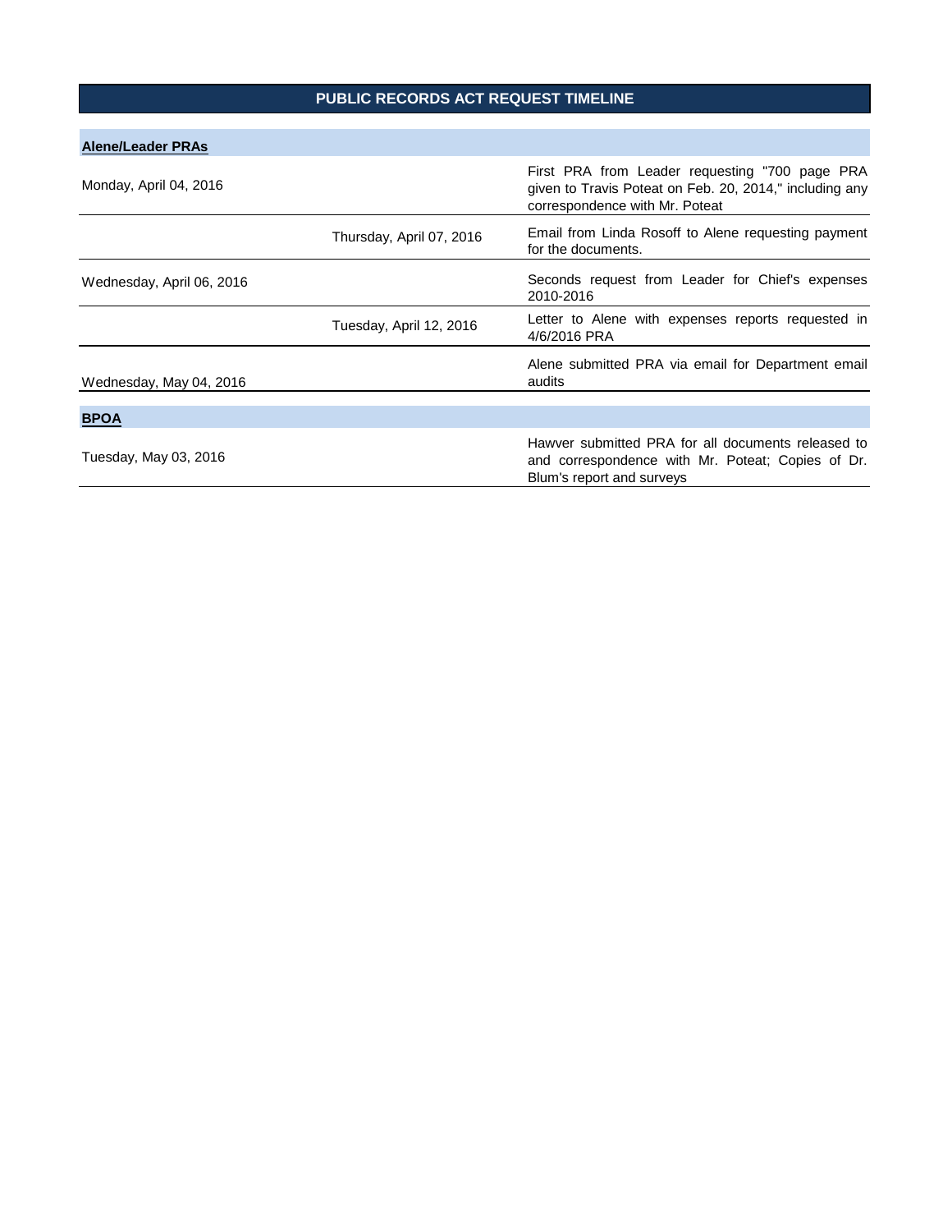## PUBLIC RECORDS ACT REQUEST TIMELINE

| | | |
|---|---|---|
| **Alene/Leader PRAs** | | |
| Monday, April 04, 2016 | | First PRA from Leader requesting "700 page PRA given to Travis Poteat on Feb. 20, 2014," including any correspondence with Mr. Poteat |
| | Thursday, April 07, 2016 | Email from Linda Rosoff to Alene requesting payment for the documents. |
| Wednesday, April 06, 2016 | | Seconds request from Leader for Chief's expenses 2010-2016 |
| | Tuesday, April 12, 2016 | Letter to Alene with expenses reports requested in 4/6/2016 PRA |
| Wednesday, May 04, 2016 | | Alene submitted PRA via email for Department email audits |
| **BPOA** | | |
| Tuesday, May 03, 2016 | | Hawver submitted PRA for all documents released to and correspondence with Mr. Poteat; Copies of Dr. Blum's report and surveys |